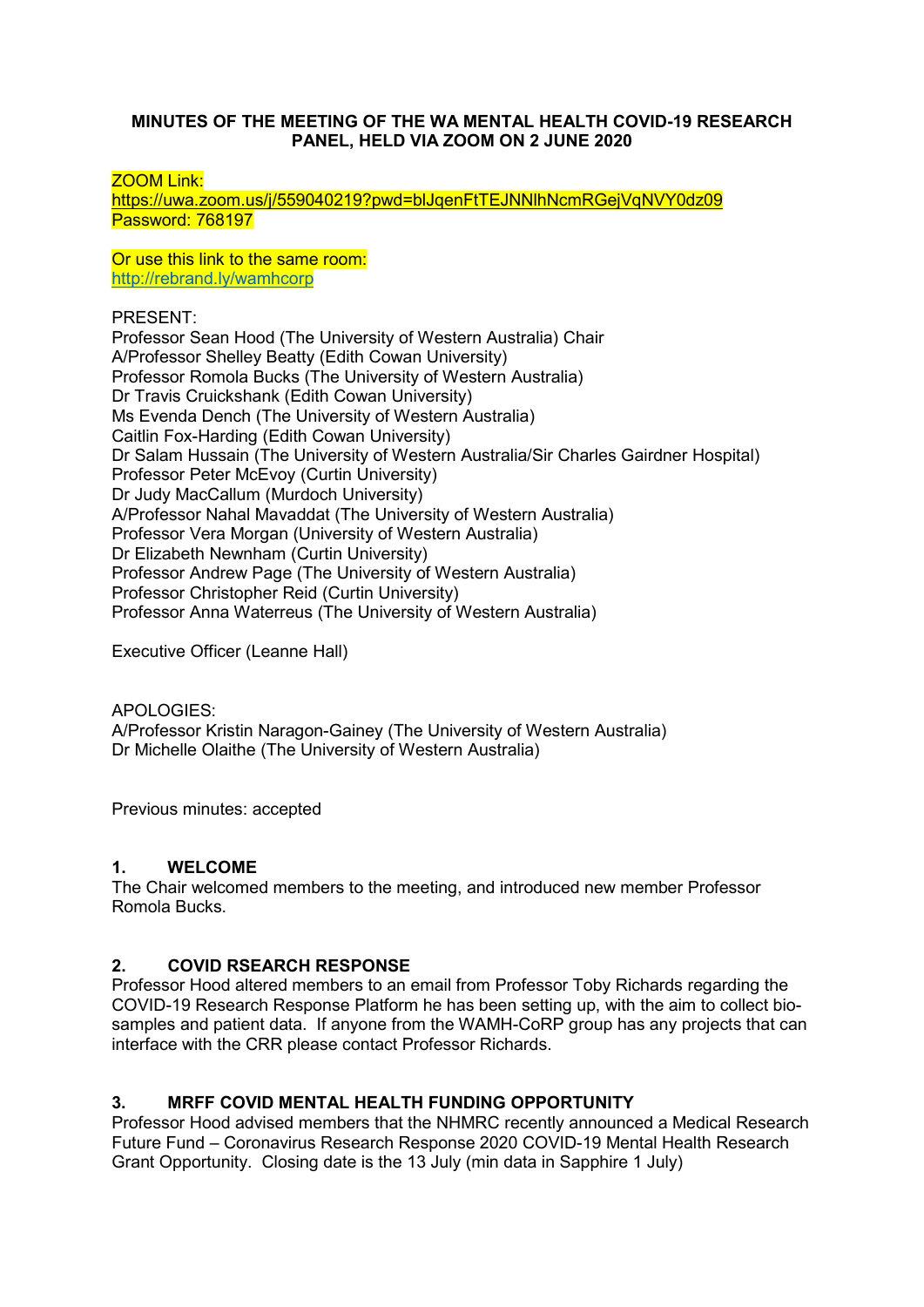**MINUTES OF THE MEETING OF THE WA MENTAL HEALTH COVID-19 RESEARCH PANEL, HELD VIA ZOOM ON 2 JUNE 2020**

ZOOM Link:
https://uwa.zoom.us/j/559040219?pwd=blJqenFtTEJNNlhNcmRGejVqNVY0dz09
Password: 768197

Or use this link to the same room:
http://rebrand.ly/wamhcorp

PRESENT:
Professor Sean Hood (The University of Western Australia) Chair
A/Professor Shelley Beatty (Edith Cowan University)
Professor Romola Bucks (The University of Western Australia)
Dr Travis Cruickshank (Edith Cowan University)
Ms Evenda Dench (The University of Western Australia)
Caitlin Fox-Harding (Edith Cowan University)
Dr Salam Hussain (The University of Western Australia/Sir Charles Gairdner Hospital)
Professor Peter McEvoy (Curtin University)
Dr Judy MacCallum (Murdoch University)
A/Professor Nahal Mavaddat (The University of Western Australia)
Professor Vera Morgan (University of Western Australia)
Dr Elizabeth Newnham (Curtin University)
Professor Andrew Page (The University of Western Australia)
Professor Christopher Reid (Curtin University)
Professor Anna Waterreus (The University of Western Australia)

Executive Officer (Leanne Hall)

APOLOGIES:
A/Professor Kristin Naragon-Gainey (The University of Western Australia)
Dr Michelle Olaithe (The University of Western Australia)

Previous minutes: accepted

## 1. WELCOME

The Chair welcomed members to the meeting, and introduced new member Professor Romola Bucks.

## 2. COVID RSEARCH RESPONSE

Professor Hood altered members to an email from Professor Toby Richards regarding the COVID-19 Research Response Platform he has been setting up, with the aim to collect bio-samples and patient data. If anyone from the WAMH-CoRP group has any projects that can interface with the CRR please contact Professor Richards.

## 3. MRFF COVID MENTAL HEALTH FUNDING OPPORTUNITY

Professor Hood advised members that the NHMRC recently announced a Medical Research Future Fund – Coronavirus Research Response 2020 COVID-19 Mental Health Research Grant Opportunity. Closing date is the 13 July (min data in Sapphire 1 July)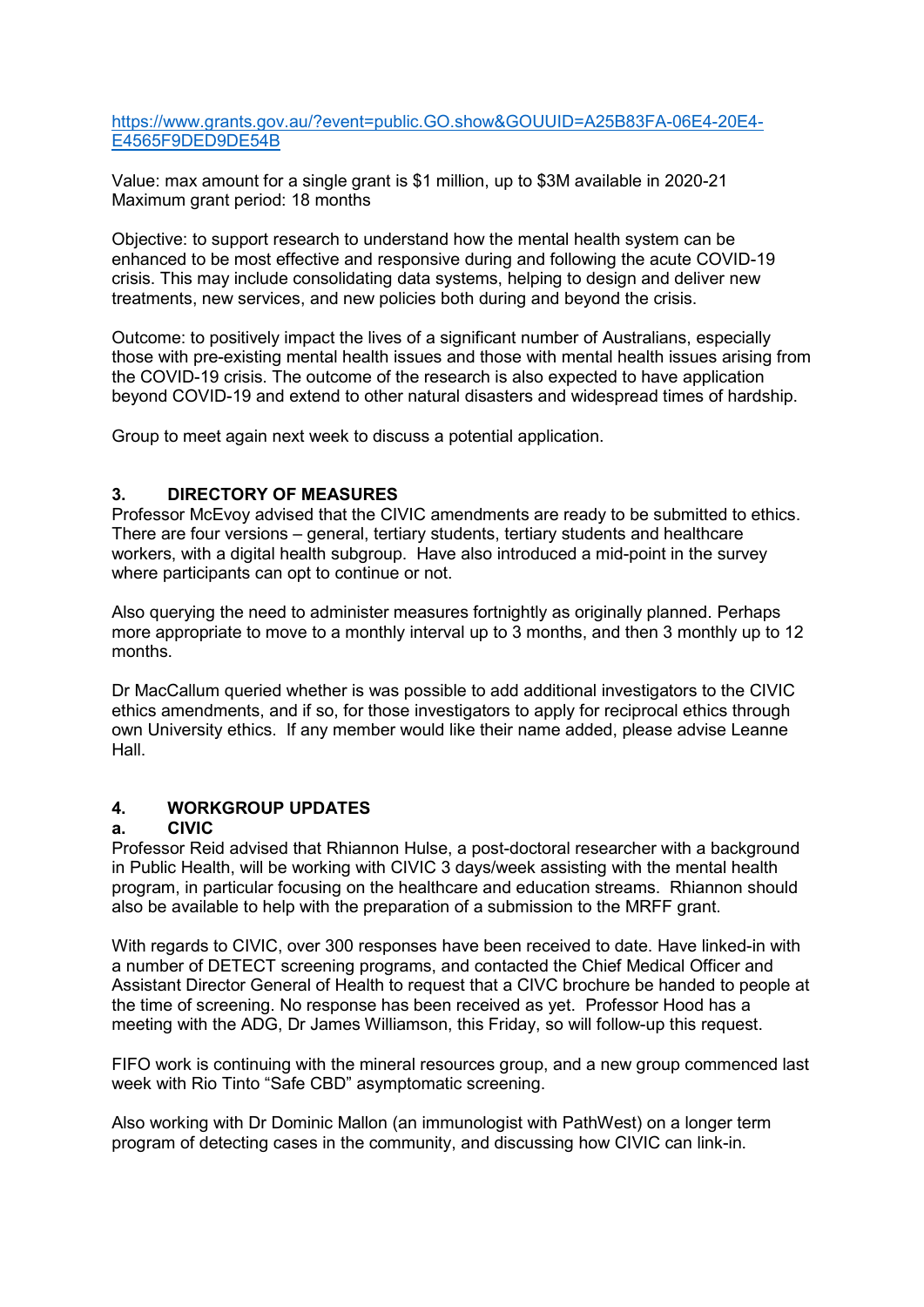https://www.grants.gov.au/?event=public.GO.show&GOUUID=A25B83FA-06E4-20E4-E4565F9DED9DE54B

Value: max amount for a single grant is $1 million, up to $3M available in 2020-21
Maximum grant period: 18 months

Objective: to support research to understand how the mental health system can be enhanced to be most effective and responsive during and following the acute COVID-19 crisis. This may include consolidating data systems, helping to design and deliver new treatments, new services, and new policies both during and beyond the crisis.

Outcome: to positively impact the lives of a significant number of Australians, especially those with pre-existing mental health issues and those with mental health issues arising from the COVID-19 crisis. The outcome of the research is also expected to have application beyond COVID-19 and extend to other natural disasters and widespread times of hardship.

Group to meet again next week to discuss a potential application.

## 3. DIRECTORY OF MEASURES

Professor McEvoy advised that the CIVIC amendments are ready to be submitted to ethics. There are four versions – general, tertiary students, tertiary students and healthcare workers, with a digital health subgroup. Have also introduced a mid-point in the survey where participants can opt to continue or not.

Also querying the need to administer measures fortnightly as originally planned. Perhaps more appropriate to move to a monthly interval up to 3 months, and then 3 monthly up to 12 months.

Dr MacCallum queried whether is was possible to add additional investigators to the CIVIC ethics amendments, and if so, for those investigators to apply for reciprocal ethics through own University ethics. If any member would like their name added, please advise Leanne Hall.

## 4. WORKGROUP UPDATES

### a. CIVIC

Professor Reid advised that Rhiannon Hulse, a post-doctoral researcher with a background in Public Health, will be working with CIVIC 3 days/week assisting with the mental health program, in particular focusing on the healthcare and education streams. Rhiannon should also be available to help with the preparation of a submission to the MRFF grant.

With regards to CIVIC, over 300 responses have been received to date. Have linked-in with a number of DETECT screening programs, and contacted the Chief Medical Officer and Assistant Director General of Health to request that a CIVC brochure be handed to people at the time of screening. No response has been received as yet. Professor Hood has a meeting with the ADG, Dr James Williamson, this Friday, so will follow-up this request.

FIFO work is continuing with the mineral resources group, and a new group commenced last week with Rio Tinto "Safe CBD" asymptomatic screening.

Also working with Dr Dominic Mallon (an immunologist with PathWest) on a longer term program of detecting cases in the community, and discussing how CIVIC can link-in.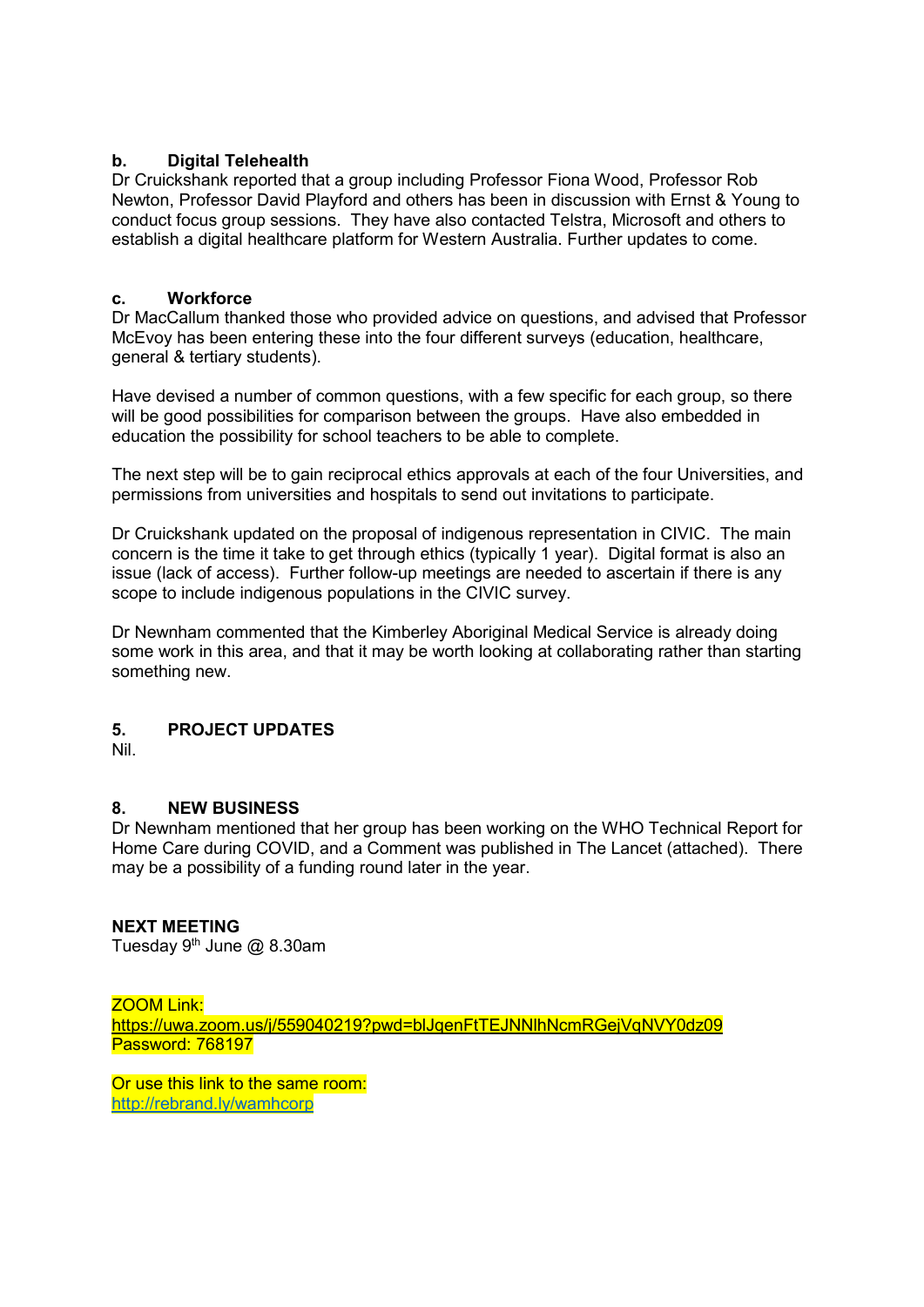### b. Digital Telehealth

Dr Cruickshank reported that a group including Professor Fiona Wood, Professor Rob Newton, Professor David Playford and others has been in discussion with Ernst & Young to conduct focus group sessions. They have also contacted Telstra, Microsoft and others to establish a digital healthcare platform for Western Australia. Further updates to come.

### c. Workforce

Dr MacCallum thanked those who provided advice on questions, and advised that Professor McEvoy has been entering these into the four different surveys (education, healthcare, general & tertiary students).

Have devised a number of common questions, with a few specific for each group, so there will be good possibilities for comparison between the groups. Have also embedded in education the possibility for school teachers to be able to complete.

The next step will be to gain reciprocal ethics approvals at each of the four Universities, and permissions from universities and hospitals to send out invitations to participate.

Dr Cruickshank updated on the proposal of indigenous representation in CIVIC. The main concern is the time it take to get through ethics (typically 1 year). Digital format is also an issue (lack of access). Further follow-up meetings are needed to ascertain if there is any scope to include indigenous populations in the CIVIC survey.

Dr Newnham commented that the Kimberley Aboriginal Medical Service is already doing some work in this area, and that it may be worth looking at collaborating rather than starting something new.

## 5. PROJECT UPDATES

Nil.

## 8. NEW BUSINESS

Dr Newnham mentioned that her group has been working on the WHO Technical Report for Home Care during COVID, and a Comment was published in The Lancet (attached). There may be a possibility of a funding round later in the year.

## NEXT MEETING

Tuesday 9th June @ 8.30am

ZOOM Link:
https://uwa.zoom.us/j/559040219?pwd=blJqenFtTEJNNlhNcmRGejVqNVY0dz09
Password: 768197

Or use this link to the same room:
http://rebrand.ly/wamhcorp